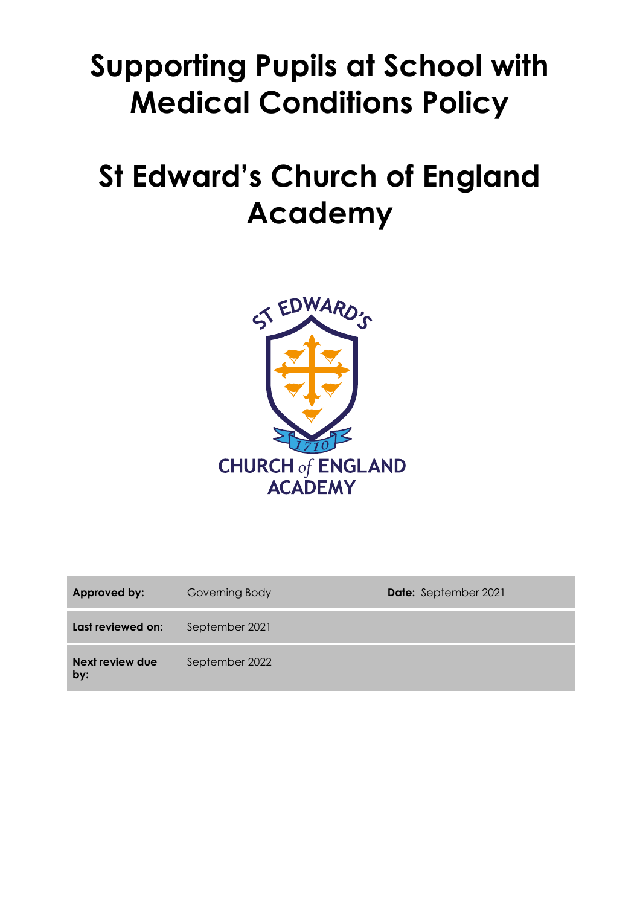# Supporting Pupils at School with Medical Conditions Policy

# St Edward's Church of England Academy

| **Approved by:** | Governing Body | **Date:** September 2021 |
|---|---|---|
| **Last reviewed on:** | September 2021 | |
| **Next review due by:** | September 2022 | |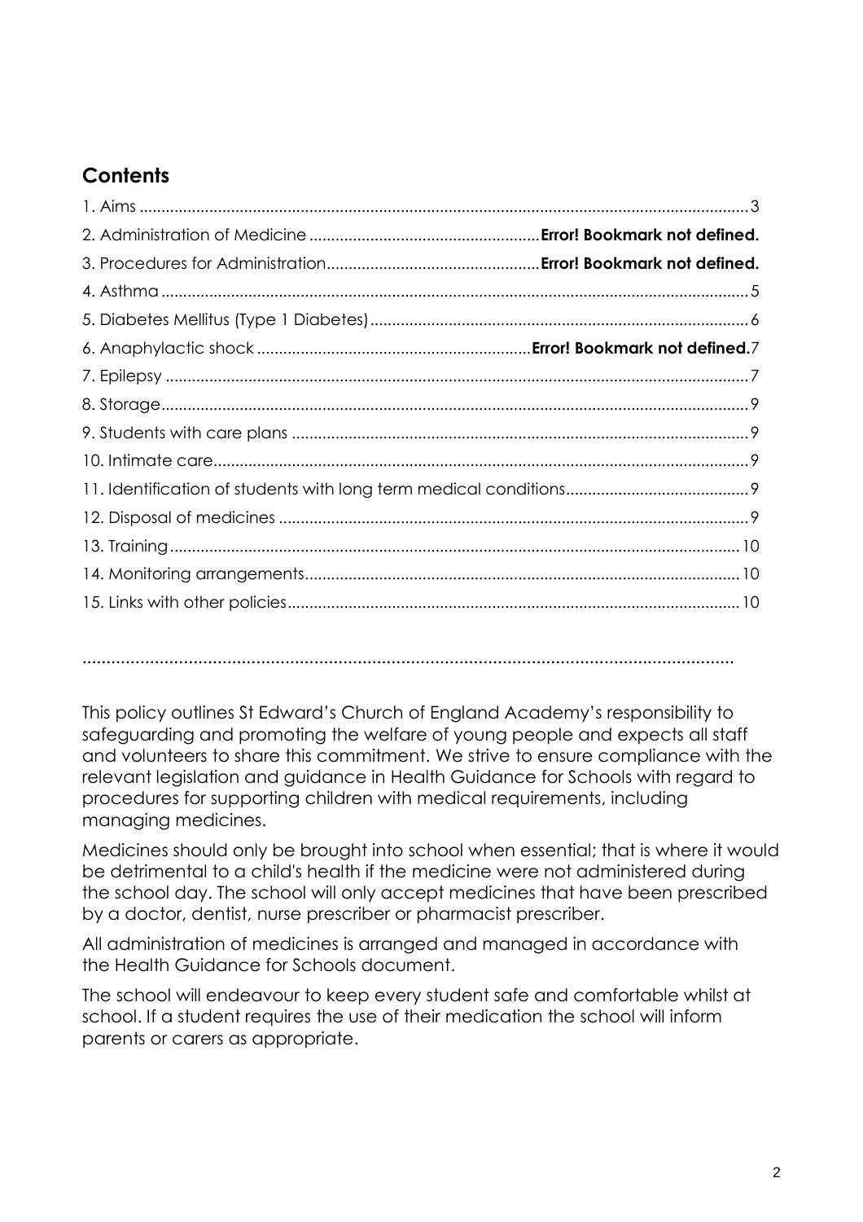## Contents

1. Aims ........................................................................................................................................ 3
2. Administration of Medicine .................................................... **Error! Bookmark not defined.**
3. Procedures for Administration................................................ **Error! Bookmark not defined.**
4. Asthma ..................................................................................................................................... 5
5. Diabetes Mellitus (Type 1 Diabetes)...................................................................................... 6
6. Anaphylactic shock .............................................................. **Error! Bookmark not defined.**7
7. Epilepsy .................................................................................................................................... 7
8. Storage...................................................................................................................................... 9
9. Students with care plans ........................................................................................................ 9
10. Intimate care.......................................................................................................................... 9
11. Identification of students with long term medical conditions.......................................... 9
12. Disposal of medicines ........................................................................................................... 9
13. Training ................................................................................................................................. 10
14. Monitoring arrangements................................................................................................... 10
15. Links with other policies...................................................................................................... 10

.......................................................................................................................................

This policy outlines St Edward's Church of England Academy's responsibility to safeguarding and promoting the welfare of young people and expects all staff and volunteers to share this commitment. We strive to ensure compliance with the relevant legislation and guidance in Health Guidance for Schools with regard to procedures for supporting children with medical requirements, including managing medicines.

Medicines should only be brought into school when essential; that is where it would be detrimental to a child's health if the medicine were not administered during the school day. The school will only accept medicines that have been prescribed by a doctor, dentist, nurse prescriber or pharmacist prescriber.

All administration of medicines is arranged and managed in accordance with the Health Guidance for Schools document.

The school will endeavour to keep every student safe and comfortable whilst at school. If a student requires the use of their medication the school will inform parents or carers as appropriate.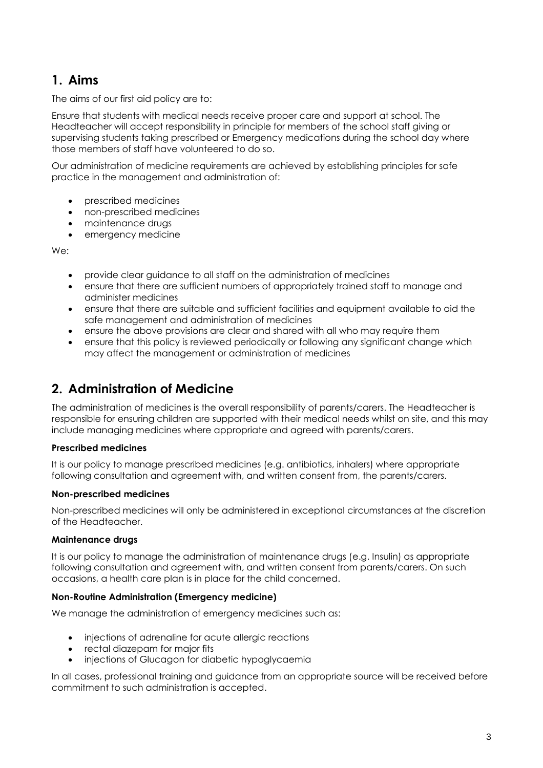## 1. Aims

The aims of our first aid policy are to:

Ensure that students with medical needs receive proper care and support at school. The Headteacher will accept responsibility in principle for members of the school staff giving or supervising students taking prescribed or Emergency medications during the school day where those members of staff have volunteered to do so.

Our administration of medicine requirements are achieved by establishing principles for safe practice in the management and administration of:

- prescribed medicines
- non-prescribed medicines
- maintenance drugs
- emergency medicine

We:

- provide clear guidance to all staff on the administration of medicines
- ensure that there are sufficient numbers of appropriately trained staff to manage and administer medicines
- ensure that there are suitable and sufficient facilities and equipment available to aid the safe management and administration of medicines
- ensure the above provisions are clear and shared with all who may require them
- ensure that this policy is reviewed periodically or following any significant change which may affect the management or administration of medicines

## 2. Administration of Medicine

The administration of medicines is the overall responsibility of parents/carers. The Headteacher is responsible for ensuring children are supported with their medical needs whilst on site, and this may include managing medicines where appropriate and agreed with parents/carers.

**Prescribed medicines**

It is our policy to manage prescribed medicines (e.g. antibiotics, inhalers) where appropriate following consultation and agreement with, and written consent from, the parents/carers.

**Non-prescribed medicines**

Non-prescribed medicines will only be administered in exceptional circumstances at the discretion of the Headteacher.

**Maintenance drugs**

It is our policy to manage the administration of maintenance drugs (e.g. Insulin) as appropriate following consultation and agreement with, and written consent from parents/carers. On such occasions, a health care plan is in place for the child concerned.

**Non-Routine Administration (Emergency medicine)**

We manage the administration of emergency medicines such as:

- injections of adrenaline for acute allergic reactions
- rectal diazepam for major fits
- injections of Glucagon for diabetic hypoglycaemia

In all cases, professional training and guidance from an appropriate source will be received before commitment to such administration is accepted.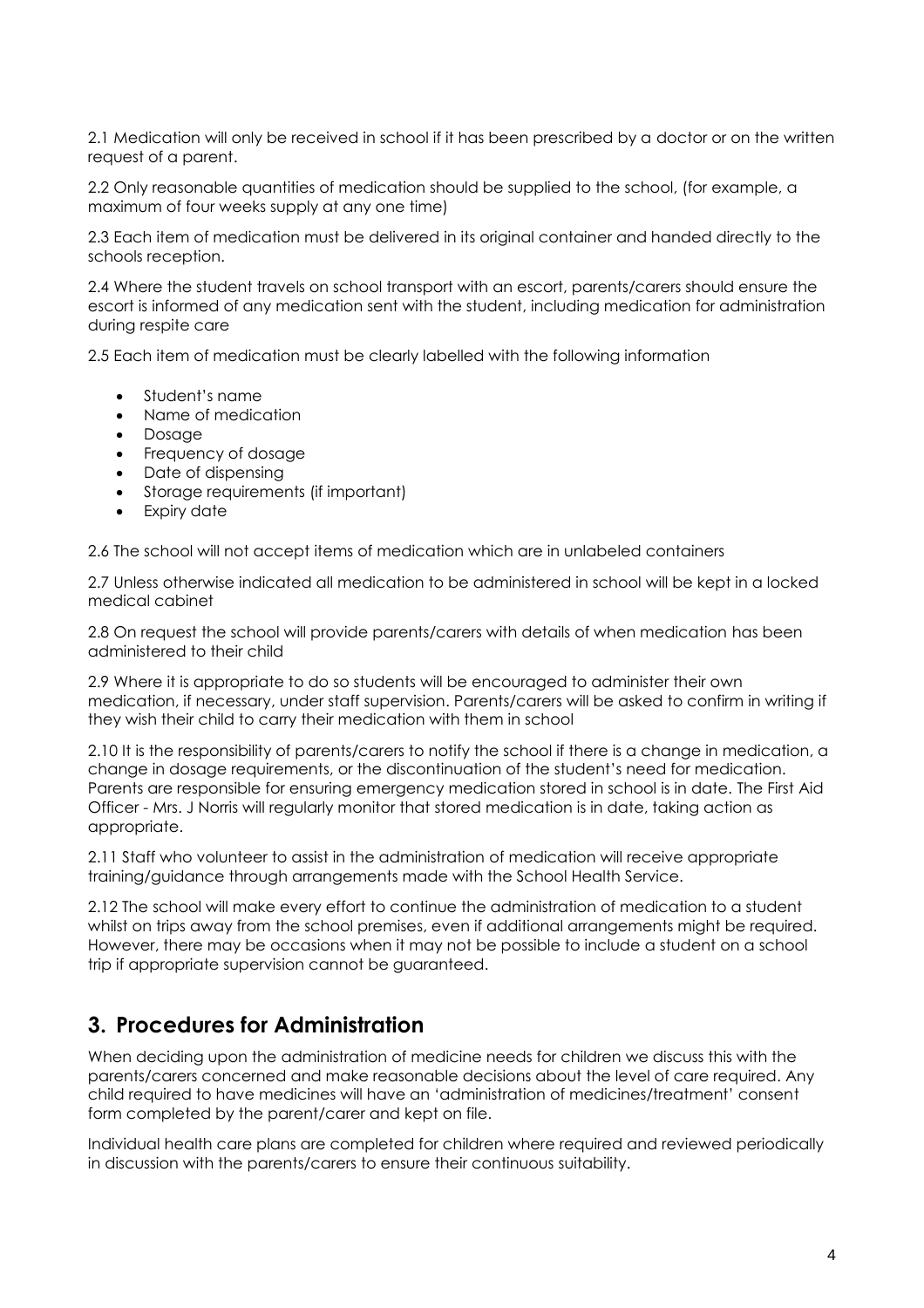2.1 Medication will only be received in school if it has been prescribed by a doctor or on the written request of a parent.

2.2 Only reasonable quantities of medication should be supplied to the school, (for example, a maximum of four weeks supply at any one time)

2.3 Each item of medication must be delivered in its original container and handed directly to the schools reception.

2.4 Where the student travels on school transport with an escort, parents/carers should ensure the escort is informed of any medication sent with the student, including medication for administration during respite care

2.5 Each item of medication must be clearly labelled with the following information

- Student's name
- Name of medication
- Dosage
- Frequency of dosage
- Date of dispensing
- Storage requirements (if important)
- Expiry date

2.6 The school will not accept items of medication which are in unlabeled containers

2.7 Unless otherwise indicated all medication to be administered in school will be kept in a locked medical cabinet

2.8 On request the school will provide parents/carers with details of when medication has been administered to their child

2.9 Where it is appropriate to do so students will be encouraged to administer their own medication, if necessary, under staff supervision. Parents/carers will be asked to confirm in writing if they wish their child to carry their medication with them in school

2.10 It is the responsibility of parents/carers to notify the school if there is a change in medication, a change in dosage requirements, or the discontinuation of the student's need for medication. Parents are responsible for ensuring emergency medication stored in school is in date. The First Aid Officer - Mrs. J Norris will regularly monitor that stored medication is in date, taking action as appropriate.

2.11 Staff who volunteer to assist in the administration of medication will receive appropriate training/guidance through arrangements made with the School Health Service.

2.12 The school will make every effort to continue the administration of medication to a student whilst on trips away from the school premises, even if additional arrangements might be required. However, there may be occasions when it may not be possible to include a student on a school trip if appropriate supervision cannot be guaranteed.

## 3. Procedures for Administration

When deciding upon the administration of medicine needs for children we discuss this with the parents/carers concerned and make reasonable decisions about the level of care required. Any child required to have medicines will have an 'administration of medicines/treatment' consent form completed by the parent/carer and kept on file.

Individual health care plans are completed for children where required and reviewed periodically in discussion with the parents/carers to ensure their continuous suitability.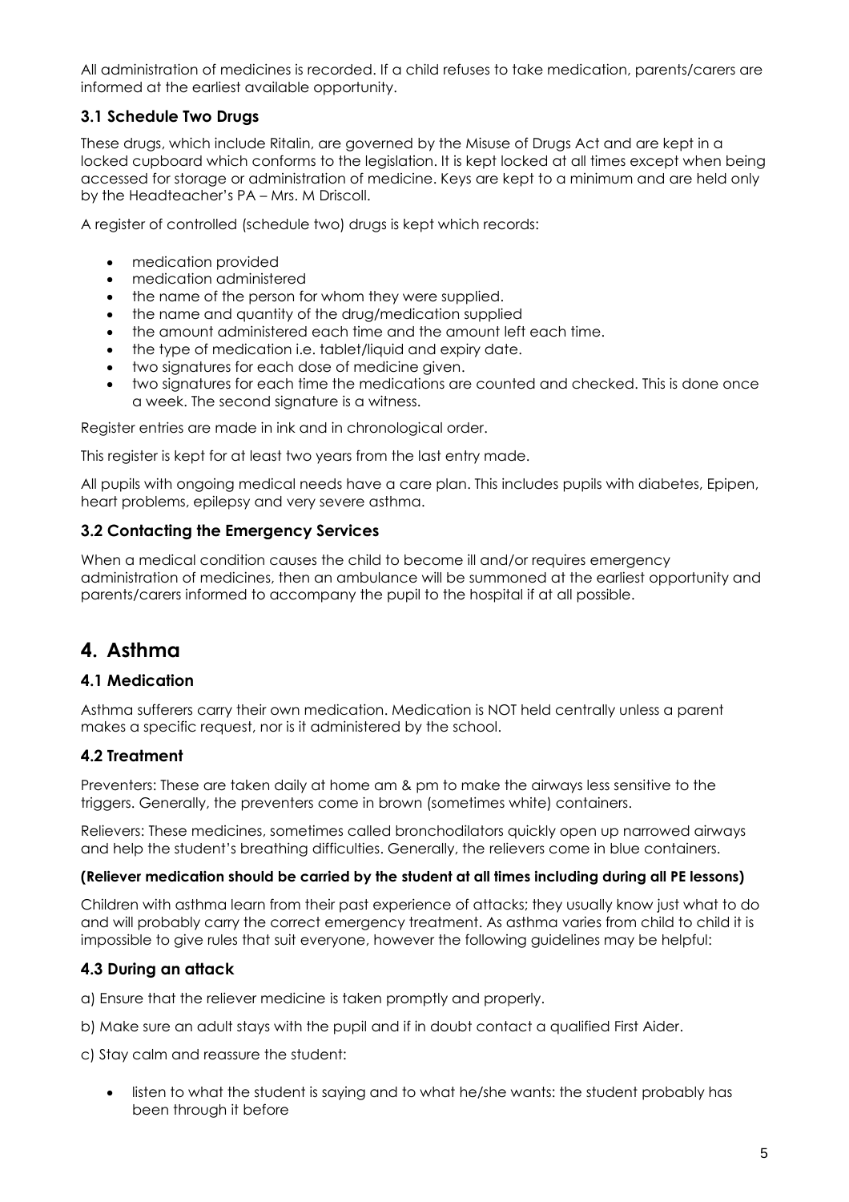All administration of medicines is recorded. If a child refuses to take medication, parents/carers are informed at the earliest available opportunity.

### 3.1 Schedule Two Drugs

These drugs, which include Ritalin, are governed by the Misuse of Drugs Act and are kept in a locked cupboard which conforms to the legislation. It is kept locked at all times except when being accessed for storage or administration of medicine. Keys are kept to a minimum and are held only by the Headteacher's PA – Mrs. M Driscoll.

A register of controlled (schedule two) drugs is kept which records:

- medication provided
- medication administered
- the name of the person for whom they were supplied.
- the name and quantity of the drug/medication supplied
- the amount administered each time and the amount left each time.
- the type of medication i.e. tablet/liquid and expiry date.
- two signatures for each dose of medicine given.
- two signatures for each time the medications are counted and checked. This is done once a week. The second signature is a witness.

Register entries are made in ink and in chronological order.

This register is kept for at least two years from the last entry made.

All pupils with ongoing medical needs have a care plan. This includes pupils with diabetes, Epipen, heart problems, epilepsy and very severe asthma.

### 3.2 Contacting the Emergency Services

When a medical condition causes the child to become ill and/or requires emergency administration of medicines, then an ambulance will be summoned at the earliest opportunity and parents/carers informed to accompany the pupil to the hospital if at all possible.

## 4. Asthma

### 4.1 Medication

Asthma sufferers carry their own medication. Medication is NOT held centrally unless a parent makes a specific request, nor is it administered by the school.

### 4.2 Treatment

Preventers: These are taken daily at home am & pm to make the airways less sensitive to the triggers. Generally, the preventers come in brown (sometimes white) containers.

Relievers: These medicines, sometimes called bronchodilators quickly open up narrowed airways and help the student's breathing difficulties. Generally, the relievers come in blue containers.

**(Reliever medication should be carried by the student at all times including during all PE lessons)**

Children with asthma learn from their past experience of attacks; they usually know just what to do and will probably carry the correct emergency treatment. As asthma varies from child to child it is impossible to give rules that suit everyone, however the following guidelines may be helpful:

### 4.3 During an attack

a) Ensure that the reliever medicine is taken promptly and properly.

b) Make sure an adult stays with the pupil and if in doubt contact a qualified First Aider.

c) Stay calm and reassure the student:

- listen to what the student is saying and to what he/she wants: the student probably has been through it before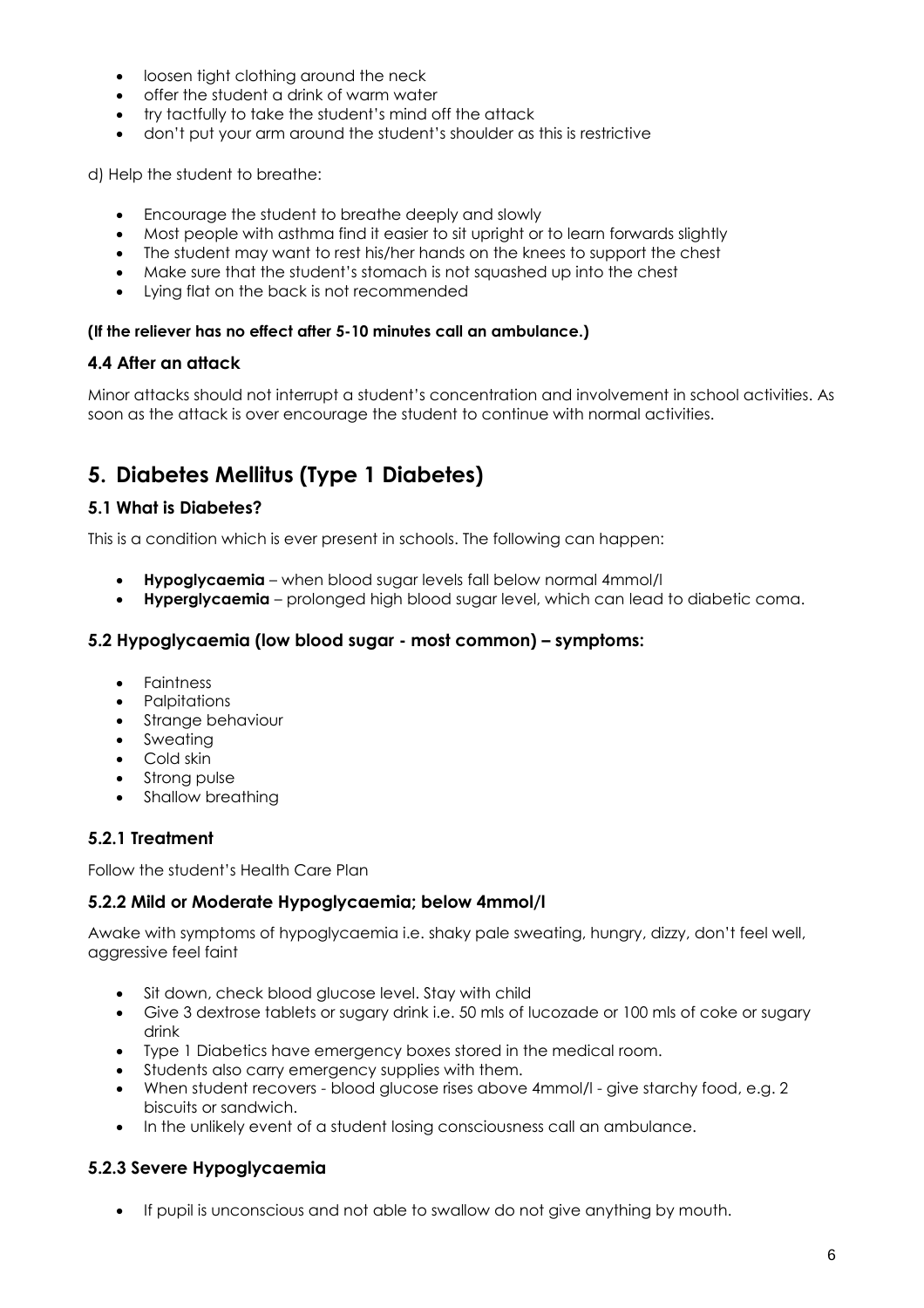- loosen tight clothing around the neck
- offer the student a drink of warm water
- try tactfully to take the student's mind off the attack
- don't put your arm around the student's shoulder as this is restrictive

d) Help the student to breathe:

- Encourage the student to breathe deeply and slowly
- Most people with asthma find it easier to sit upright or to learn forwards slightly
- The student may want to rest his/her hands on the knees to support the chest
- Make sure that the student's stomach is not squashed up into the chest
- Lying flat on the back is not recommended

**(If the reliever has no effect after 5-10 minutes call an ambulance.)**

### 4.4 After an attack

Minor attacks should not interrupt a student's concentration and involvement in school activities. As soon as the attack is over encourage the student to continue with normal activities.

## 5. Diabetes Mellitus (Type 1 Diabetes)

### 5.1 What is Diabetes?

This is a condition which is ever present in schools. The following can happen:

- **Hypoglycaemia** – when blood sugar levels fall below normal 4mmol/l
- **Hyperglycaemia** – prolonged high blood sugar level, which can lead to diabetic coma.

### 5.2 Hypoglycaemia (low blood sugar - most common) – symptoms:

- Faintness
- Palpitations
- Strange behaviour
- Sweating
- Cold skin
- Strong pulse
- Shallow breathing

### 5.2.1 Treatment

Follow the student's Health Care Plan

### 5.2.2 Mild or Moderate Hypoglycaemia; below 4mmol/l

Awake with symptoms of hypoglycaemia i.e. shaky pale sweating, hungry, dizzy, don't feel well, aggressive feel faint

- Sit down, check blood glucose level. Stay with child
- Give 3 dextrose tablets or sugary drink i.e. 50 mls of lucozade or 100 mls of coke or sugary drink
- Type 1 Diabetics have emergency boxes stored in the medical room.
- Students also carry emergency supplies with them.
- When student recovers - blood glucose rises above 4mmol/l - give starchy food, e.g. 2 biscuits or sandwich.
- In the unlikely event of a student losing consciousness call an ambulance.

### 5.2.3 Severe Hypoglycaemia

- If pupil is unconscious and not able to swallow do not give anything by mouth.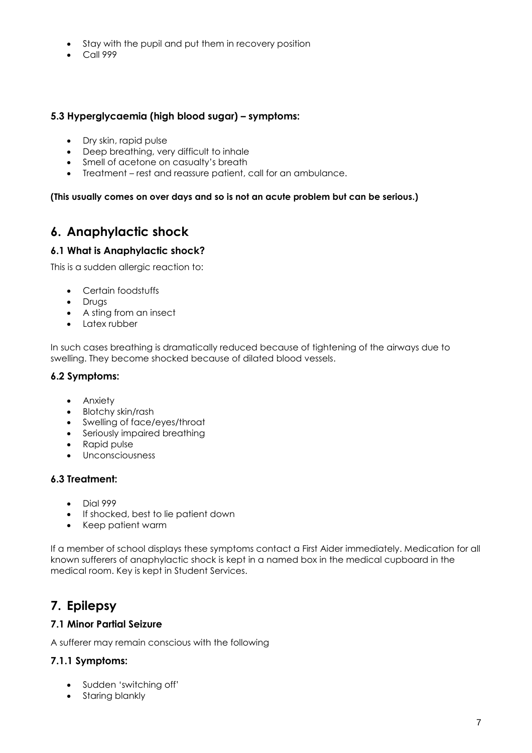- Stay with the pupil and put them in recovery position
- Call 999

### 5.3 Hyperglycaemia (high blood sugar) – symptoms:

- Dry skin, rapid pulse
- Deep breathing, very difficult to inhale
- Smell of acetone on casualty's breath
- Treatment – rest and reassure patient, call for an ambulance.

**(This usually comes on over days and so is not an acute problem but can be serious.)**

## 6. Anaphylactic shock

### 6.1 What is Anaphylactic shock?

This is a sudden allergic reaction to:

- Certain foodstuffs
- Drugs
- A sting from an insect
- Latex rubber

In such cases breathing is dramatically reduced because of tightening of the airways due to swelling. They become shocked because of dilated blood vessels.

### 6.2 Symptoms:

- Anxiety
- Blotchy skin/rash
- Swelling of face/eyes/throat
- Seriously impaired breathing
- Rapid pulse
- Unconsciousness

### 6.3 Treatment:

- Dial 999
- If shocked, best to lie patient down
- Keep patient warm

If a member of school displays these symptoms contact a First Aider immediately. Medication for all known sufferers of anaphylactic shock is kept in a named box in the medical cupboard in the medical room. Key is kept in Student Services.

## 7. Epilepsy

### 7.1 Minor Partial Seizure

A sufferer may remain conscious with the following

### 7.1.1 Symptoms:

- Sudden 'switching off'
- Staring blankly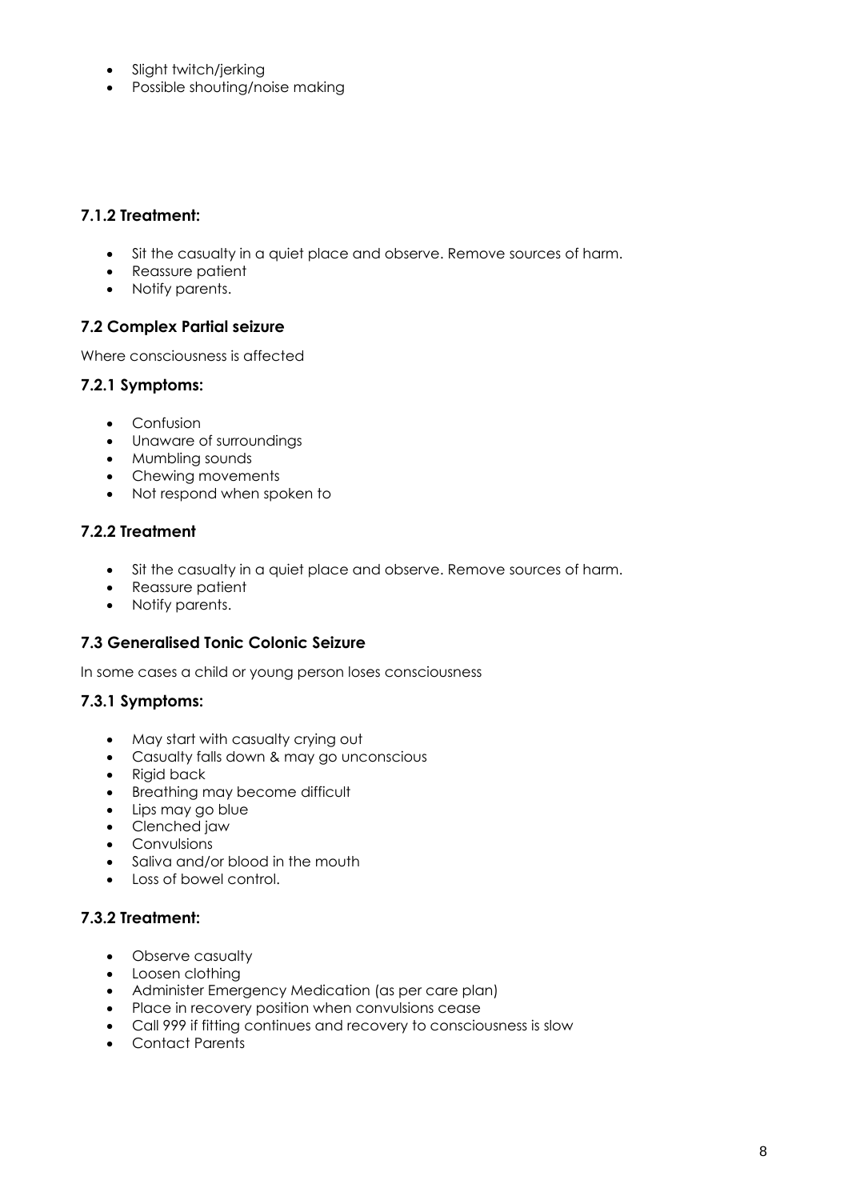- Slight twitch/jerking
- Possible shouting/noise making

### 7.1.2 Treatment:

- Sit the casualty in a quiet place and observe. Remove sources of harm.
- Reassure patient
- Notify parents.

### 7.2 Complex Partial seizure

Where consciousness is affected

### 7.2.1 Symptoms:

- Confusion
- Unaware of surroundings
- Mumbling sounds
- Chewing movements
- Not respond when spoken to

### 7.2.2 Treatment

- Sit the casualty in a quiet place and observe. Remove sources of harm.
- Reassure patient
- Notify parents.

### 7.3 Generalised Tonic Colonic Seizure

In some cases a child or young person loses consciousness

### 7.3.1 Symptoms:

- May start with casualty crying out
- Casualty falls down & may go unconscious
- Rigid back
- Breathing may become difficult
- Lips may go blue
- Clenched jaw
- Convulsions
- Saliva and/or blood in the mouth
- Loss of bowel control.

### 7.3.2 Treatment:

- Observe casualty
- Loosen clothing
- Administer Emergency Medication (as per care plan)
- Place in recovery position when convulsions cease
- Call 999 if fitting continues and recovery to consciousness is slow
- Contact Parents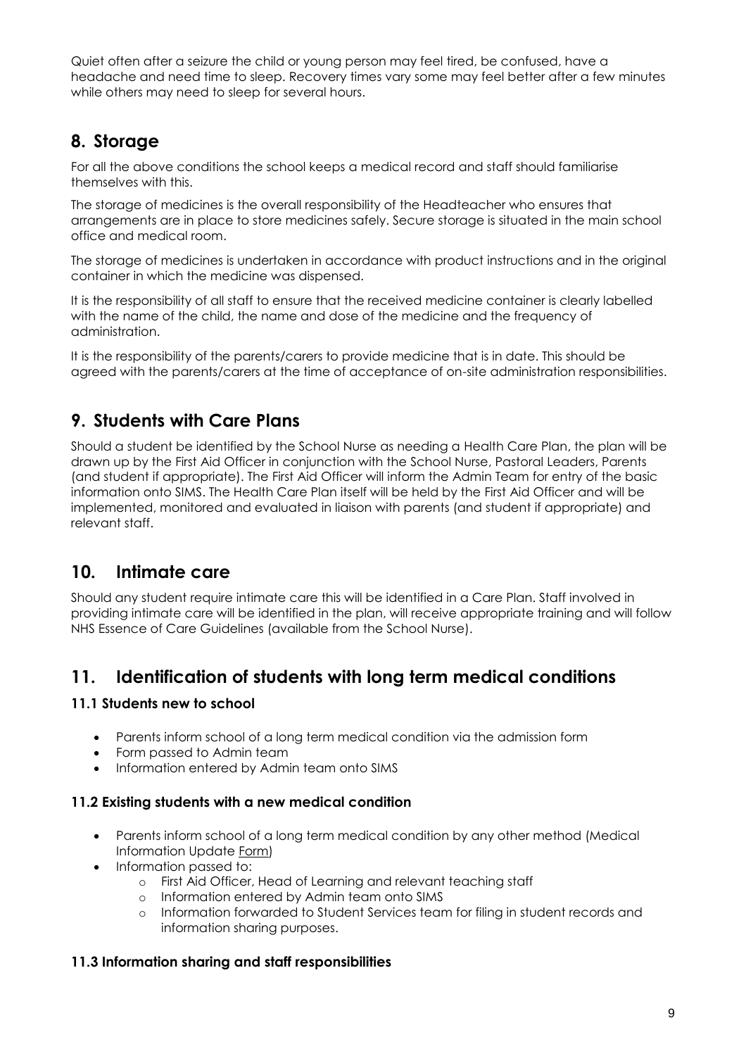Quiet often after a seizure the child or young person may feel tired, be confused, have a headache and need time to sleep. Recovery times vary some may feel better after a few minutes while others may need to sleep for several hours.

## 8. Storage

For all the above conditions the school keeps a medical record and staff should familiarise themselves with this.

The storage of medicines is the overall responsibility of the Headteacher who ensures that arrangements are in place to store medicines safely. Secure storage is situated in the main school office and medical room.

The storage of medicines is undertaken in accordance with product instructions and in the original container in which the medicine was dispensed.

It is the responsibility of all staff to ensure that the received medicine container is clearly labelled with the name of the child, the name and dose of the medicine and the frequency of administration.

It is the responsibility of the parents/carers to provide medicine that is in date. This should be agreed with the parents/carers at the time of acceptance of on-site administration responsibilities.

## 9. Students with Care Plans

Should a student be identified by the School Nurse as needing a Health Care Plan, the plan will be drawn up by the First Aid Officer in conjunction with the School Nurse, Pastoral Leaders, Parents (and student if appropriate). The First Aid Officer will inform the Admin Team for entry of the basic information onto SIMS. The Health Care Plan itself will be held by the First Aid Officer and will be implemented, monitored and evaluated in liaison with parents (and student if appropriate) and relevant staff.

## 10. Intimate care

Should any student require intimate care this will be identified in a Care Plan. Staff involved in providing intimate care will be identified in the plan, will receive appropriate training and will follow NHS Essence of Care Guidelines (available from the School Nurse).

## 11. Identification of students with long term medical conditions

### 11.1 Students new to school

- Parents inform school of a long term medical condition via the admission form
- Form passed to Admin team
- Information entered by Admin team onto SIMS

### 11.2 Existing students with a new medical condition

- Parents inform school of a long term medical condition by any other method (Medical Information Update Form)
- Information passed to:
  - First Aid Officer, Head of Learning and relevant teaching staff
  - Information entered by Admin team onto SIMS
  - Information forwarded to Student Services team for filing in student records and information sharing purposes.

### 11.3 Information sharing and staff responsibilities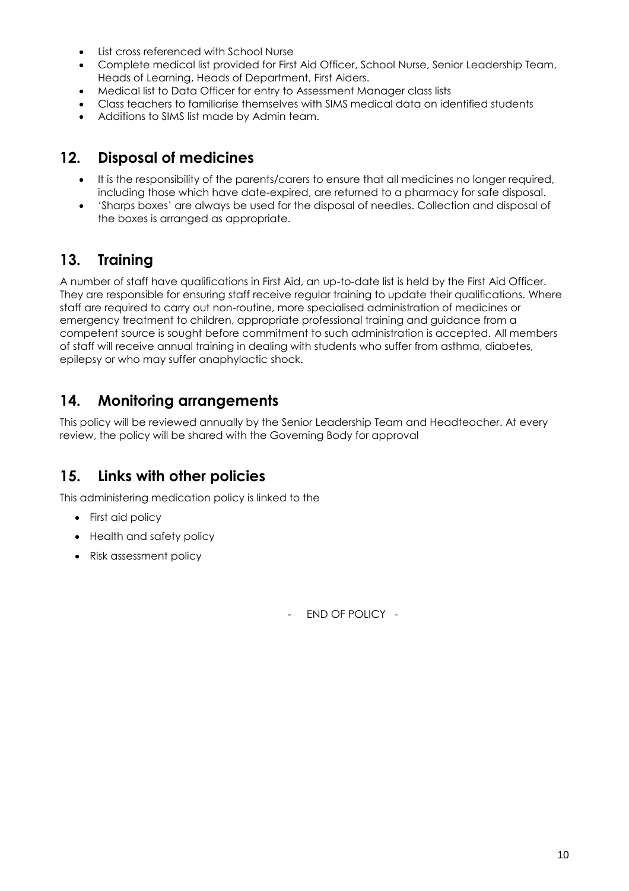- List cross referenced with School Nurse
- Complete medical list provided for First Aid Officer, School Nurse, Senior Leadership Team, Heads of Learning, Heads of Department, First Aiders.
- Medical list to Data Officer for entry to Assessment Manager class lists
- Class teachers to familiarise themselves with SIMS medical data on identified students
- Additions to SIMS list made by Admin team.

## 12. Disposal of medicines

- It is the responsibility of the parents/carers to ensure that all medicines no longer required, including those which have date-expired, are returned to a pharmacy for safe disposal.
- 'Sharps boxes' are always be used for the disposal of needles. Collection and disposal of the boxes is arranged as appropriate.

## 13. Training

A number of staff have qualifications in First Aid, an up-to-date list is held by the First Aid Officer. They are responsible for ensuring staff receive regular training to update their qualifications. Where staff are required to carry out non-routine, more specialised administration of medicines or emergency treatment to children, appropriate professional training and guidance from a competent source is sought before commitment to such administration is accepted. All members of staff will receive annual training in dealing with students who suffer from asthma, diabetes, epilepsy or who may suffer anaphylactic shock.

## 14. Monitoring arrangements

This policy will be reviewed annually by the Senior Leadership Team and Headteacher. At every review, the policy will be shared with the Governing Body for approval

## 15. Links with other policies

This administering medication policy is linked to the

- First aid policy
- Health and safety policy
- Risk assessment policy

\- END OF POLICY -